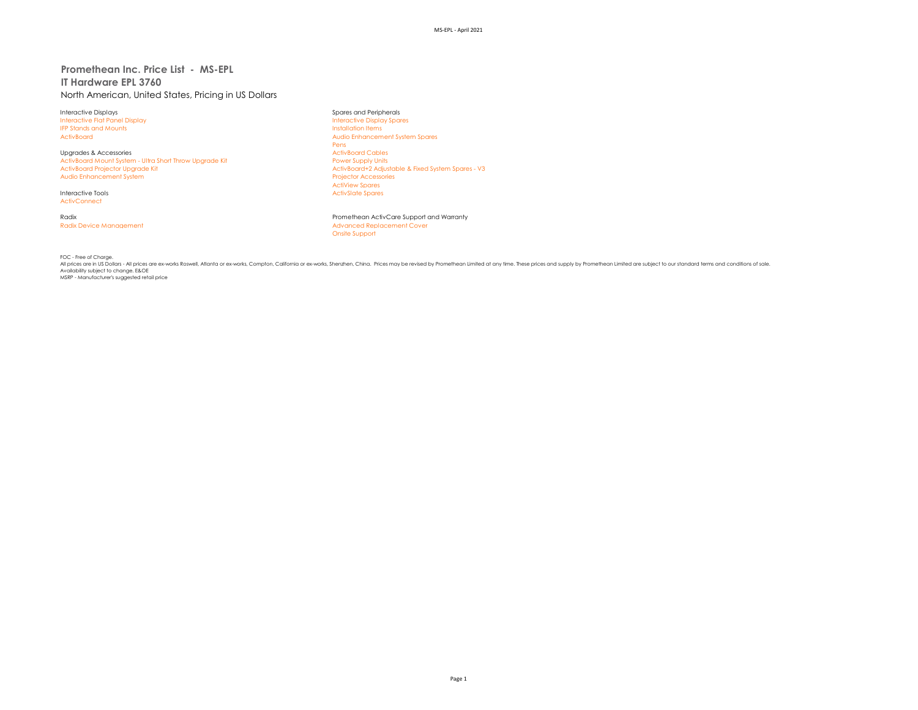# Promethean Inc. Price List - MS-EPL

## IT Hardware EPL 3760

North American, United States, Pricing in US Dollars

Interactive Displays

- Interactive Flat Panel Display
- IFP Stands and Mounts
- ActivBoard

Upgrades & Accessories

- ActivBoard Mount System - Ultra Short Throw Upgrade Kit
- ActivBoard Projector Upgrade Kit
- Audio Enhancement System

Interactive Tools

- ActivConnect

Radix

- Radix Device Management

Spares and Peripherals

- Interactive Display Spares
- Installation Items
- Audio Enhancement System Spares
- Pens
- ActivBoard Cables
- Power Supply Units
- ActivBoard+2 Adjustable & Fixed System Spares - V3
- Projector Accessories
- ActiView Spares
- ActivSlate Spares

Promethean ActivCare Support and Warranty

- Advanced Replacement Cover
- Onsite Support

FOC - Free of Charge.
All prices are in US Dollars - All prices are ex-works Roswell, Atlanta or ex-works, Compton, California or ex-works, Shenzhen, China. Prices may be revised by Promethean Limited at any time. These prices and supply by Promethean Limited are subject to our standard terms and conditions of sale.
Availability subject to change. E&OE
MSRP - Manufacturer's suggested retail price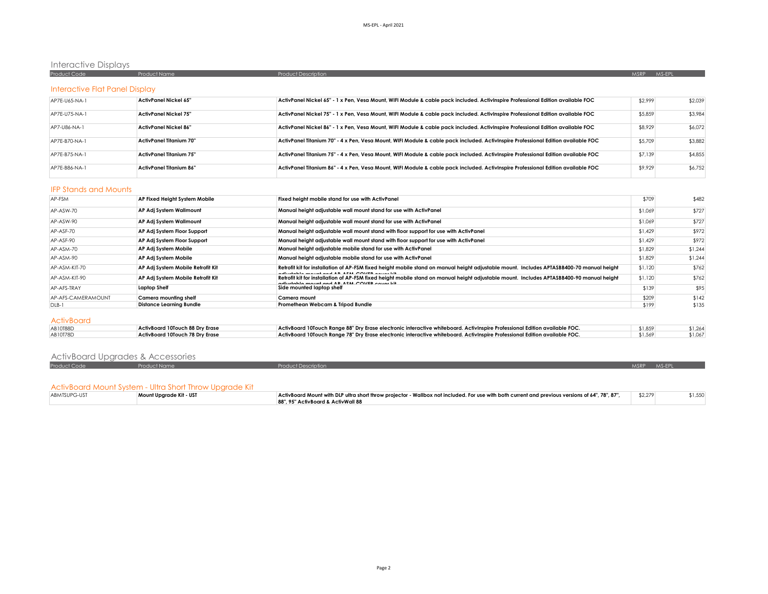## Interactive Displays

| Product Code | Product Name | Product Description | MSRP | MS-EPL |
|---|---|---|---|---|

### Interactive Flat Panel Display

| Product Code | Product Name | Product Description | MSRP | MS-EPL |
|---|---|---|---|---|
| AP7E-U65-NA-1 | **ActivPanel Nickel 65"** | **ActivPanel Nickel 65" - 1 x Pen, Vesa Mount, WIFI Module & cable pack included. ActivInspire Professional Edition available FOC** | $2,999 | $2,039 |
| AP7E-U75-NA-1 | **ActivPanel Nickel 75"** | **ActivPanel Nickel 75" - 1 x Pen, Vesa Mount, WIFI Module & cable pack included. ActivInspire Professional Edition available FOC** | $5,859 | $3,984 |
| AP7-U86-NA-1 | **ActivPanel Nickel 86"** | **ActivPanel Nickel 86" - 1 x Pen, Vesa Mount, WIFI Module & cable pack included. ActivInspire Professional Edition available FOC** | $8,929 | $6,072 |
| AP7E-B70-NA-1 | **ActivPanel Titanium 70"** | **ActivPanel Titanium 70" - 4 x Pen, Vesa Mount, WIFI Module & cable pack included. ActivInspire Professional Edition available FOC** | $5,709 | $3,882 |
| AP7E-B75-NA-1 | **ActivPanel Titanium 75"** | **ActivPanel Titanium 75" - 4 x Pen, Vesa Mount, WIFI Module & cable pack included. ActivInspire Professional Edition available FOC** | $7,139 | $4,855 |
| AP7E-B86-NA-1 | **ActivPanel Titanium 86"** | **ActivPanel Titanium 86" - 4 x Pen, Vesa Mount, WIFI Module & cable pack included. ActivInspire Professional Edition available FOC** | $9,929 | $6,752 |

### IFP Stands and Mounts

| Product Code | Product Name | Product Description | MSRP | MS-EPL |
|---|---|---|---|---|
| AP-FSM | **AP Fixed Height System Mobile** | **Fixed height mobile stand for use with ActivPanel** | $709 | $482 |
| AP-ASW-70 | **AP Adj System Wallmount** | **Manual height adjustable wall mount stand for use with ActivPanel** | $1,069 | $727 |
| AP-ASW-90 | **AP Adj System Wallmount** | **Manual height adjustable wall mount stand for use with ActivPanel** | $1,069 | $727 |
| AP-ASF-70 | **AP Adj System Floor Support** | **Manual height adjustable wall mount stand with floor support for use with ActivPanel** | $1,429 | $972 |
| AP-ASF-90 | **AP Adj System Floor Support** | **Manual height adjustable wall mount stand with floor support for use with ActivPanel** | $1,429 | $972 |
| AP-ASM-70 | **AP Adj System Mobile** | **Manual height adjustable mobile stand for use with ActivPanel** | $1,829 | $1,244 |
| AP-ASM-90 | **AP Adj System Mobile** | **Manual height adjustable mobile stand for use with ActivPanel** | $1,829 | $1,244 |
| AP-ASM-KIT-70 | **AP Adj System Mobile Retrofit Kit** | **Retrofit kit for installation of AP-FSM fixed height mobile stand on manual height adjustable mount. Includes APTASBB400-70 manual height adjustable mount and AP-ASM-COVER cover kit** | $1,120 | $762 |
| AP-ASM-KIT-90 | **AP Adj System Mobile Retrofit Kit** | **Retrofit kit for installation of AP-FSM fixed height mobile stand on manual height adjustable mount. Includes APTASBB400-90 manual height adjustable mount and AP-ASM-COVER cover kit** | $1,120 | $762 |
| AP-AFS-TRAY | **Laptop Shelf** | **Side mounted laptop shelf** | $139 | $95 |
| AP-AFS-CAMERAMOUNT | **Camera mounting shelf** | **Camera mount** | $209 | $142 |
| DLB-1 | **Distance Learning Bundle** | **Promethean Webcam & Tripod Bundle** | $199 | $135 |

### ActivBoard

| Product Code | Product Name | Product Description | MSRP | MS-EPL |
|---|---|---|---|---|
| AB10T88D | **ActivBoard 10Touch 88 Dry Erase** | **ActivBoard 10Touch Range 88" Dry Erase electronic interactive whiteboard. ActivInspire Professional Edition available FOC.** | $1,859 | $1,264 |
| AB10T78D | **ActivBoard 10Touch 78 Dry Erase** | **ActivBoard 10Touch Range 78" Dry Erase electronic interactive whiteboard. ActivInspire Professional Edition available FOC.** | $1,569 | $1,067 |

## ActivBoard Upgrades & Accessories

| Product Code | Product Name | Product Description | MSRP | MS-EPL |
|---|---|---|---|---|

### ActivBoard Mount System - Ultra Short Throw Upgrade Kit

| Product Code | Product Name | Product Description | MSRP | MS-EPL |
|---|---|---|---|---|
| ABMTSUPG-UST | **Mount Upgrade Kit - UST** | **ActivBoard Mount with DLP ultra short throw projector - Wallbox not included. For use with both current and previous versions of 64", 78", 87", 88", 95" ActivBoard & ActivWall 88** | $2,279 | $1,550 |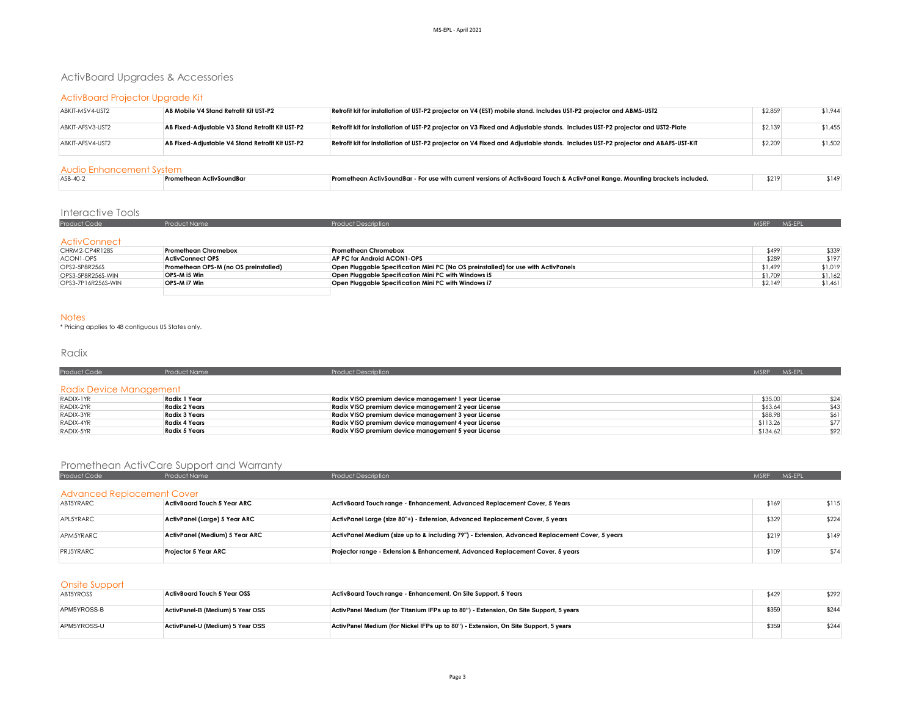# ActivBoard Upgrades & Accessories

## ActivBoard Projector Upgrade Kit

| | | | | |
|---|---|---|---|---|
| ABKIT-MSV4-UST2 | **AB Mobile V4 Stand Retrofit Kit UST-P2** | **Retrofit kit for installation of UST-P2 projector on V4 (EST) mobile stand. Includes UST-P2 projector and ABMS-UST2** | $2,859 | $1,944 |
| ABKIT-AFSV3-UST2 | **AB Fixed-Adjustable V3 Stand Retrofit Kit UST-P2** | **Retrofit kit for installation of UST-P2 projector on V3 Fixed and Adjustable stands. Includes UST-P2 projector and UST2-Plate** | $2,139 | $1,455 |
| ABKIT-AFSV4-UST2 | **AB Fixed-Adjustable V4 Stand Retrofit Kit UST-P2** | **Retrofit kit for installation of UST-P2 projector on V4 Fixed and Adjustable stands. Includes UST-P2 projector and ABAFS-UST-KIT** | $2,209 | $1,502 |

## Audio Enhancement System

| | | | | |
|---|---|---|---|---|
| ASB-40-2 | **Promethean ActivSoundBar** | **Promethean ActivSoundBar - For use with current versions of ActivBoard Touch & ActivPanel Range. Mounting brackets included.** | $219 | $149 |

# Interactive Tools

| Product Code | Product Name | Product Description | MSRP | MS-EPL |
|---|---|---|---|---|
| **ActivConnect** | | | | |
| CHRM2-CP4R128S | **Promethean Chromebox** | **Promethean Chromebox** | $499 | $339 |
| ACON1-OPS | **ActivConnect OPS** | **AP PC for Android ACON1-OPS** | $289 | $197 |
| OPS2-5P8R256S | **Promethean OPS-M (no OS preinstalled)** | **Open Pluggable Specification Mini PC (No OS preinstalled) for use with ActivPanels** | $1,499 | $1,019 |
| OPS3-5P8R256S-WIN | **OPS-M i5 Win** | **Open Pluggable Specification Mini PC with Windows i5** | $1,709 | $1,162 |
| OPS3-7P16R256S-WIN | **OPS-M i7 Win** | **Open Pluggable Specification Mini PC with Windows i7** | $2,149 | $1,461 |

## Notes

\* Pricing applies to 48 contiguous US States only.

# Radix

| Product Code | Product Name | Product Description | MSRP | MS-EPL |
|---|---|---|---|---|
| **Radix Device Management** | | | | |
| RADIX-1YR | **Radix 1 Year** | **Radix VISO premium device management 1 year License** | $35.00 | $24 |
| RADIX-2YR | **Radix 2 Years** | **Radix VISO premium device management 2 year License** | $63.64 | $43 |
| RADIX-3YR | **Radix 3 Years** | **Radix VISO premium device management 3 year License** | $88.98 | $61 |
| RADIX-4YR | **Radix 4 Years** | **Radix VISO premium device management 4 year License** | $113.26 | $77 |
| RADIX-5YR | **Radix 5 Years** | **Radix VISO premium device management 5 year License** | $134.62 | $92 |

# Promethean ActivCare Support and Warranty

| Product Code | Product Name | Product Description | MSRP | MS-EPL |
|---|---|---|---|---|
| **Advanced Replacement Cover** | | | | |
| ABT5YRARC | **ActivBoard Touch 5 Year ARC** | **ActivBoard Touch range - Enhancement, Advanced Replacement Cover, 5 Years** | $169 | $115 |
| APL5YRARC | **ActivPanel (Large) 5 Year ARC** | **ActivPanel Large (size 80"+) - Extension, Advanced Replacement Cover, 5 years** | $329 | $224 |
| APM5YRARC | **ActivPanel (Medium) 5 Year ARC** | **ActivPanel Medium (size up to & including 79") - Extension, Advanced Replacement Cover, 5 years** | $219 | $149 |
| PRJ5YRARC | **Projector 5 Year ARC** | **Projector range - Extension & Enhancement, Advanced Replacement Cover, 5 years** | $109 | $74 |
| **Onsite Support** | | | | |
| ABT5YROSS | **ActivBoard Touch 5 Year OSS** | **ActivBoard Touch range - Enhancement, On Site Support, 5 Years** | $429 | $292 |
| APM5YROSS-B | **ActivPanel-B (Medium) 5 Year OSS** | **ActivPanel Medium (for Titanium IFPs up to 80") - Extension, On Site Support, 5 years** | $359 | $244 |
| APM5YROSS-U | **ActivPanel-U (Medium) 5 Year OSS** | **ActivPanel Medium (for Nickel IFPs up to 80") - Extension, On Site Support, 5 years** | $359 | $244 |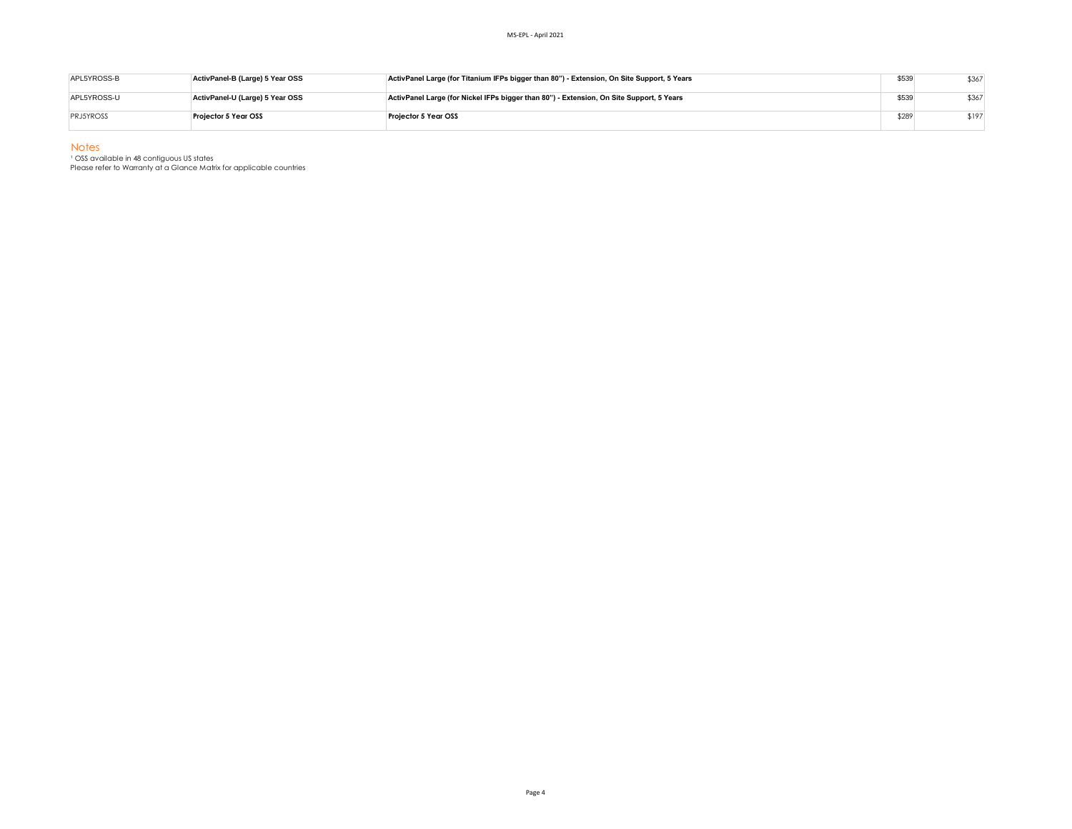| | | | | |
|---|---|---|---|---|
| APL5YROSS-B | **ActivPanel-B (Large) 5 Year OSS** | **ActivPanel Large (for Titanium IFPs bigger than 80") - Extension, On Site Support, 5 Years** | $539 | $367 |
| APL5YROSS-U | **ActivPanel-U (Large) 5 Year OSS** | **ActivPanel Large (for Nickel IFPs bigger than 80") - Extension, On Site Support, 5 Years** | $539 | $367 |
| PRJ5YROSS | **Projector 5 Year OSS** | **Projector 5 Year OSS** | $289 | $197 |

## Notes

[1] OSS available in 48 contiguous US states

Please refer to Warranty at a Glance Matrix for applicable countries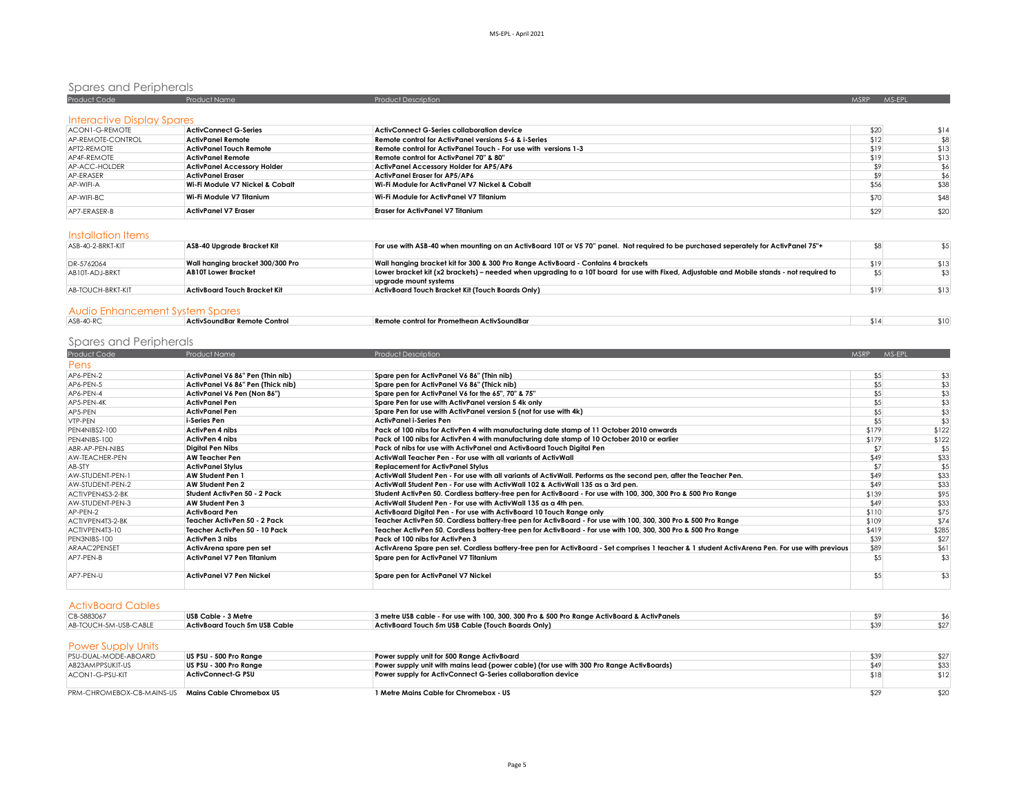## Spares and Peripherals

| Product Code | Product Name | Product Description | MSRP | MS-EPL |
|---|---|---|---|---|

### Interactive Display Spares

| Product Code | Product Name | Product Description | MSRP | MS-EPL |
|---|---|---|---|---|
| ACON1-G-REMOTE | ActivConnect G-Series | ActivConnect G-Series collaboration device | $20 | $14 |
| AP-REMOTE-CONTROL | ActivPanel Remote | Remote control for ActivPanel versions 5-6 & i-Series | $12 | $8 |
| APT2-REMOTE | ActivPanel Touch Remote | Remote control for ActivPanel Touch - For use with versions 1-3 | $19 | $13 |
| AP4F-REMOTE | ActivPanel Remote | Remote control for ActivPanel 70" & 80" | $19 | $13 |
| AP-ACC-HOLDER | ActivPanel Accessory Holder | ActivPanel Accessory Holder for AP5/AP6 | $9 | $6 |
| AP-ERASER | ActivPanel Eraser | ActivPanel Eraser for AP5/AP6 | $9 | $6 |
| AP-WIFI-A | Wi-Fi Module V7 Nickel & Cobalt | Wi-Fi Module for ActivPanel V7 Nickel & Cobalt | $56 | $38 |
| AP-WIFI-BC | Wi-Fi Module V7 Titanium | Wi-Fi Module for ActivPanel V7 Titanium | $70 | $48 |
| AP7-ERASER-B | ActivPanel V7 Eraser | Eraser for ActivPanel V7 Titanium | $29 | $20 |

### Installation Items

| Product Code | Product Name | Product Description | MSRP | MS-EPL |
|---|---|---|---|---|
| ASB-40-2-BRKT-KIT | ASB-40 Upgrade Bracket Kit | For use with ASB-40 when mounting on an ActivBoard 10T or V5 70" panel. Not required to be purchased seperately for ActivPanel 75"+ | $8 | $5 |
| DR-5762064 | Wall hanging bracket 300/300 Pro | Wall hanging bracket kit for 300 & 300 Pro Range ActivBoard - Contains 4 brackets | $19 | $13 |
| AB10T-ADJ-BRKT | AB10T Lower Bracket | Lower bracket kit (x2 brackets) – needed when upgrading to a 10T board for use with Fixed, Adjustable and Mobile stands - not required to upgrade mount systems | $5 | $3 |
| AB-TOUCH-BRKT-KIT | ActivBoard Touch Bracket Kit | ActivBoard Touch Bracket Kit (Touch Boards Only) | $19 | $13 |

### Audio Enhancement System Spares

| Product Code | Product Name | Product Description | MSRP | MS-EPL |
|---|---|---|---|---|
| ASB-40-RC | ActivSoundBar Remote Control | Remote control for Promethean ActivSoundBar | $14 | $10 |

## Spares and Peripherals

### Pens

| Product Code | Product Name | Product Description | MSRP | MS-EPL |
|---|---|---|---|---|
| AP6-PEN-2 | ActivPanel V6 86" Pen (Thin nib) | Spare pen for ActivPanel V6 86" (Thin nib) | $5 | $3 |
| AP6-PEN-5 | ActivPanel V6 86" Pen (Thick nib) | Spare pen for ActivPanel V6 86" (Thick nib) | $5 | $3 |
| AP6-PEN-4 | ActivPanel V6 Pen (Non 86") | Spare pen for ActivPanel V6 for the 65", 70" & 75" | $5 | $3 |
| AP5-PEN-4K | ActivPanel Pen | Spare Pen for use with ActivPanel version 5 4k only | $5 | $3 |
| AP5-PEN | ActivPanel Pen | Spare Pen for use with ActivPanel version 5 (not for use with 4k) | $5 | $3 |
| VTP-PEN | i-Series Pen | ActivPanel i-Series Pen | $5 | $3 |
| PEN4NIBS2-100 | ActivPen 4 nibs | Pack of 100 nibs for ActivPen 4 with manufacturing date stamp of 11 October 2010 onwards | $179 | $122 |
| PEN4NIBS-100 | ActivPen 4 nibs | Pack of 100 nibs for ActivPen 4 with manufacturing date stamp of 10 October 2010 or earlier | $179 | $122 |
| ABR-AP-PEN-NIBS | Digital Pen Nibs | Pack of nibs for use with ActivPanel and ActivBoard Touch Digital Pen | $7 | $5 |
| AW-TEACHER-PEN | AW Teacher Pen | ActivWall Teacher Pen - For use with all variants of ActivWall | $49 | $33 |
| AB-STY | ActivPanel Stylus | Replacement for ActivPanel Stylus | $7 | $5 |
| AW-STUDENT-PEN-1 | AW Student Pen 1 | ActivWall Student Pen - For use with all variants of ActivWall. Performs as the second pen, after the Teacher Pen. | $49 | $33 |
| AW-STUDENT-PEN-2 | AW Student Pen 2 | ActivWall Student Pen - For use with ActivWall 102 & ActivWall 135 as a 3rd pen. | $49 | $33 |
| ACTIVPEN4S3-2-BK | Student ActivPen 50 - 2 Pack | Student ActivPen 50. Cordless battery-free pen for ActivBoard - For use with 100, 300, 300 Pro & 500 Pro Range | $139 | $95 |
| AW-STUDENT-PEN-3 | AW Student Pen 3 | ActivWall Student Pen - For use with ActivWall 135 as a 4th pen. | $49 | $33 |
| AP-PEN-2 | ActivBoard Pen | ActivBoard Digital Pen - For use with ActivBoard 10 Touch Range only | $110 | $75 |
| ACTIVPEN4T3-2-BK | Teacher ActivPen 50 - 2 Pack | Teacher ActivPen 50. Cordless battery-free pen for ActivBoard - For use with 100, 300, 300 Pro & 500 Pro Range | $109 | $74 |
| ACTIVPEN4T3-10 | Teacher ActivPen 50 - 10 Pack | Teacher ActivPen 50. Cordless battery-free pen for ActivBoard - For use with 100, 300, 300 Pro & 500 Pro Range | $419 | $285 |
| PEN3NIBS-100 | ActivPen 3 nibs | Pack of 100 nibs for ActivPen 3 | $39 | $27 |
| ARAAC2PENSET | ActivArena spare pen set | ActivArena Spare pen set. Cordless battery-free pen for ActivBoard - Set comprises 1 teacher & 1 student ActivArena Pen. For use with previous | $89 | $61 |
| AP7-PEN-B | ActivPanel V7 Pen Titanium | Spare pen for ActivPanel V7 Titanium | $5 | $3 |
| AP7-PEN-U | ActivPanel V7 Pen Nickel | Spare pen for ActivPanel V7 Nickel | $5 | $3 |

### ActivBoard Cables

| Product Code | Product Name | Product Description | MSRP | MS-EPL |
|---|---|---|---|---|
| CB-5883067 | USB Cable - 3 Metre | 3 metre USB cable - For use with 100, 300, 300 Pro & 500 Pro Range ActivBoard & ActivPanels | $9 | $6 |
| AB-TOUCH-5M-USB-CABLE | ActivBoard Touch 5m USB Cable | ActivBoard Touch 5m USB Cable (Touch Boards Only) | $39 | $27 |

### Power Supply Units

| Product Code | Product Name | Product Description | MSRP | MS-EPL |
|---|---|---|---|---|
| PSU-DUAL-MODE-ABOARD | US PSU - 500 Pro Range | Power supply unit for 500 Range ActivBoard | $39 | $27 |
| AB23AMPPSUKIT-US | US PSU - 300 Pro Range | Power supply unit with mains lead (power cable) (for use with 300 Pro Range ActivBoards) | $49 | $33 |
| ACON1-G-PSU-KIT | ActivConnect-G PSU | Power supply for ActivConnect G-Series collaboration device | $18 | $12 |
| PRM-CHROMEBOX-CB-MAINS-US | Mains Cable Chromebox US | 1 Metre Mains Cable for Chromebox - US | $29 | $20 |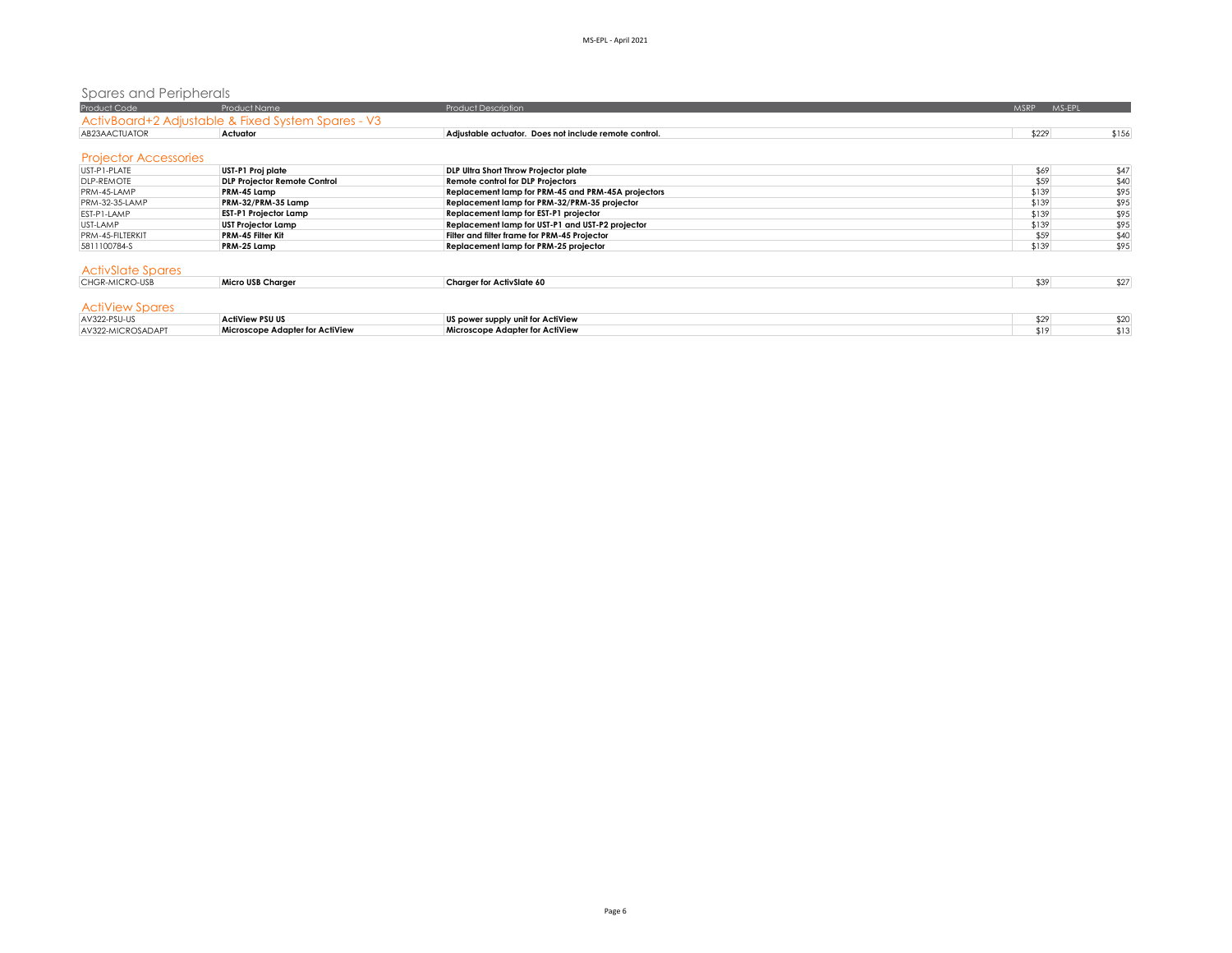# Spares and Peripherals

| Product Code | Product Name | Product Description | MSRP | MS-EPL |
|---|---|---|---|---|

## ActivBoard+2 Adjustable & Fixed System Spares - V3

| Product Code | Product Name | Product Description | MSRP | MS-EPL |
|---|---|---|---|---|
| AB23AACTUATOR | **Actuator** | **Adjustable actuator. Does not include remote control.** | $229 | $156 |

## Projector Accessories

| Product Code | Product Name | Product Description | MSRP | MS-EPL |
|---|---|---|---|---|
| UST-P1-PLATE | **UST-P1 Proj plate** | **DLP Ultra Short Throw Projector plate** | $69 | $47 |
| DLP-REMOTE | **DLP Projector Remote Control** | **Remote control for DLP Projectors** | $59 | $40 |
| PRM-45-LAMP | **PRM-45 Lamp** | **Replacement lamp for PRM-45 and PRM-45A projectors** | $139 | $95 |
| PRM-32-35-LAMP | **PRM-32/PRM-35 Lamp** | **Replacement lamp for PRM-32/PRM-35 projector** | $139 | $95 |
| EST-P1-LAMP | **EST-P1 Projector Lamp** | **Replacement lamp for EST-P1 projector** | $139 | $95 |
| UST-LAMP | **UST Projector Lamp** | **Replacement lamp for UST-P1 and UST-P2 projector** | $139 | $95 |
| PRM-45-FILTERKIT | **PRM-45 Filter Kit** | **Filter and filter frame for PRM-45 Projector** | $59 | $40 |
| 5811100784-S | **PRM-25 Lamp** | **Replacement lamp for PRM-25 projector** | $139 | $95 |

## ActivSlate Spares

| Product Code | Product Name | Product Description | MSRP | MS-EPL |
|---|---|---|---|---|
| CHGR-MICRO-USB | **Micro USB Charger** | **Charger for ActivSlate 60** | $39 | $27 |

## ActiView Spares

| Product Code | Product Name | Product Description | MSRP | MS-EPL |
|---|---|---|---|---|
| AV322-PSU-US | **ActiView PSU US** | **US power supply unit for ActiView** | $29 | $20 |
| AV322-MICROSADAPT | **Microscope Adapter for ActiView** | **Microscope Adapter for ActiView** | $19 | $13 |